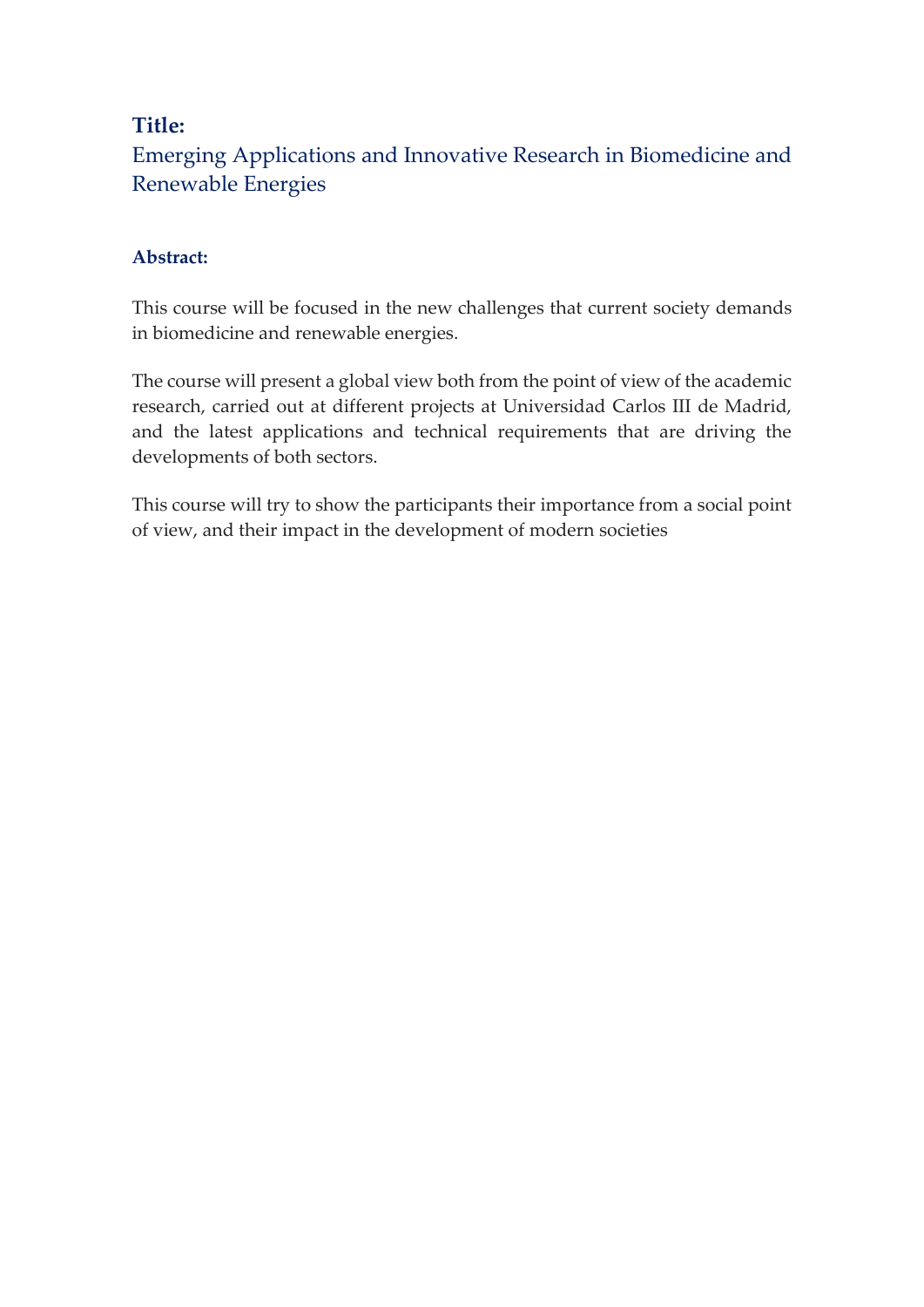**Title:**

Emerging Applications and Innovative Research in Biomedicine and Renewable Energies

**Abstract:**

This course will be focused in the new challenges that current society demands in biomedicine and renewable energies.

The course will present a global view both from the point of view of the academic research, carried out at different projects at Universidad Carlos III de Madrid, and the latest applications and technical requirements that are driving the developments of both sectors.

This course will try to show the participants their importance from a social point of view, and their impact in the development of modern societies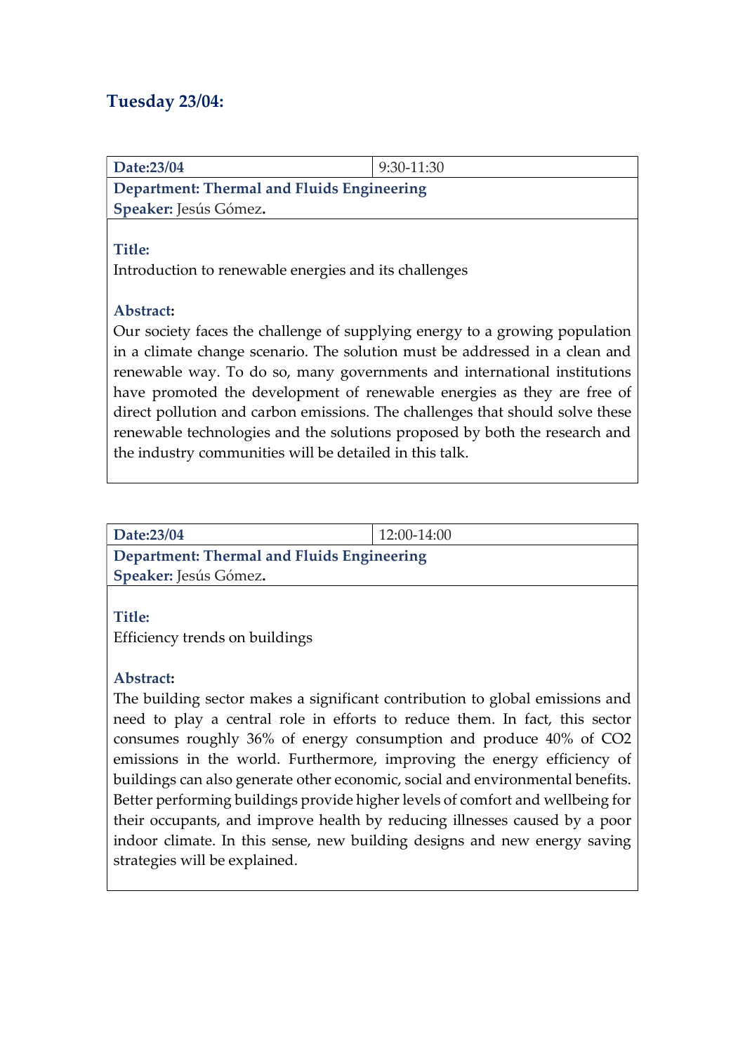## Tuesday 23/04:

| **Date:23/04** | 9:30-11:30 |
|---|---|
| **Department: Thermal and Fluids Engineering**<br>**Speaker:** Jesús Gómez**.** | |

**Title:**
Introduction to renewable energies and its challenges

**Abstract:**
Our society faces the challenge of supplying energy to a growing population in a climate change scenario. The solution must be addressed in a clean and renewable way. To do so, many governments and international institutions have promoted the development of renewable energies as they are free of direct pollution and carbon emissions. The challenges that should solve these renewable technologies and the solutions proposed by both the research and the industry communities will be detailed in this talk.

| **Date:23/04** | 12:00-14:00 |
|---|---|
| **Department: Thermal and Fluids Engineering**<br>**Speaker:** Jesús Gómez**.** | |

**Title:**
Efficiency trends on buildings

**Abstract:**
The building sector makes a significant contribution to global emissions and need to play a central role in efforts to reduce them. In fact, this sector consumes roughly 36% of energy consumption and produce 40% of $CO2$ emissions in the world. Furthermore, improving the energy efficiency of buildings can also generate other economic, social and environmental benefits. Better performing buildings provide higher levels of comfort and wellbeing for their occupants, and improve health by reducing illnesses caused by a poor indoor climate. In this sense, new building designs and new energy saving strategies will be explained.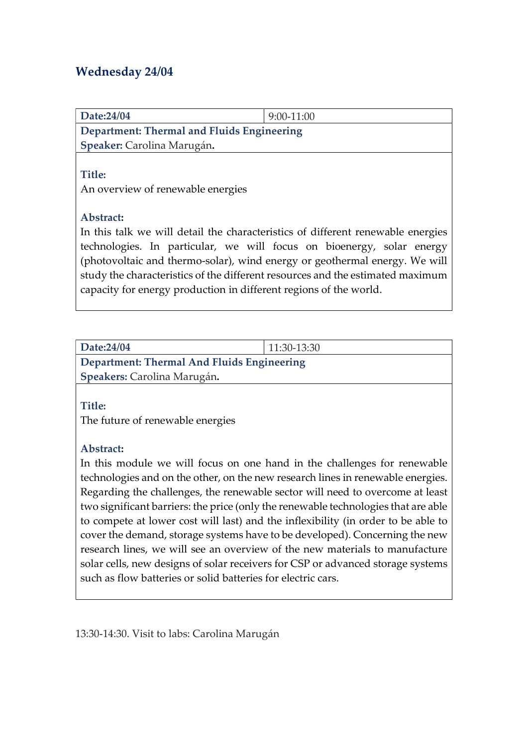## Wednesday 24/04

| **Date:24/04** | 9:00-11:00 |
| --- | --- |
| **Department: Thermal and Fluids Engineering** **Speaker:** Carolina Marugán**.** | |
| **Title:** An overview of renewable energies **Abstract:** In this talk we will detail the characteristics of different renewable energies technologies. In particular, we will focus on bioenergy, solar energy (photovoltaic and thermo-solar), wind energy or geothermal energy. We will study the characteristics of the different resources and the estimated maximum capacity for energy production in different regions of the world. | |

| **Date:24/04** | 11:30-13:30 |
| --- | --- |
| **Department: Thermal And Fluids Engineering** **Speakers:** Carolina Marugán**.** | |
| **Title:** The future of renewable energies **Abstract:** In this module we will focus on one hand in the challenges for renewable technologies and on the other, on the new research lines in renewable energies. Regarding the challenges, the renewable sector will need to overcome at least two significant barriers: the price (only the renewable technologies that are able to compete at lower cost will last) and the inflexibility (in order to be able to cover the demand, storage systems have to be developed). Concerning the new research lines, we will see an overview of the new materials to manufacture solar cells, new designs of solar receivers for CSP or advanced storage systems such as flow batteries or solid batteries for electric cars. | |

13:30-14:30. Visit to labs: Carolina Marugán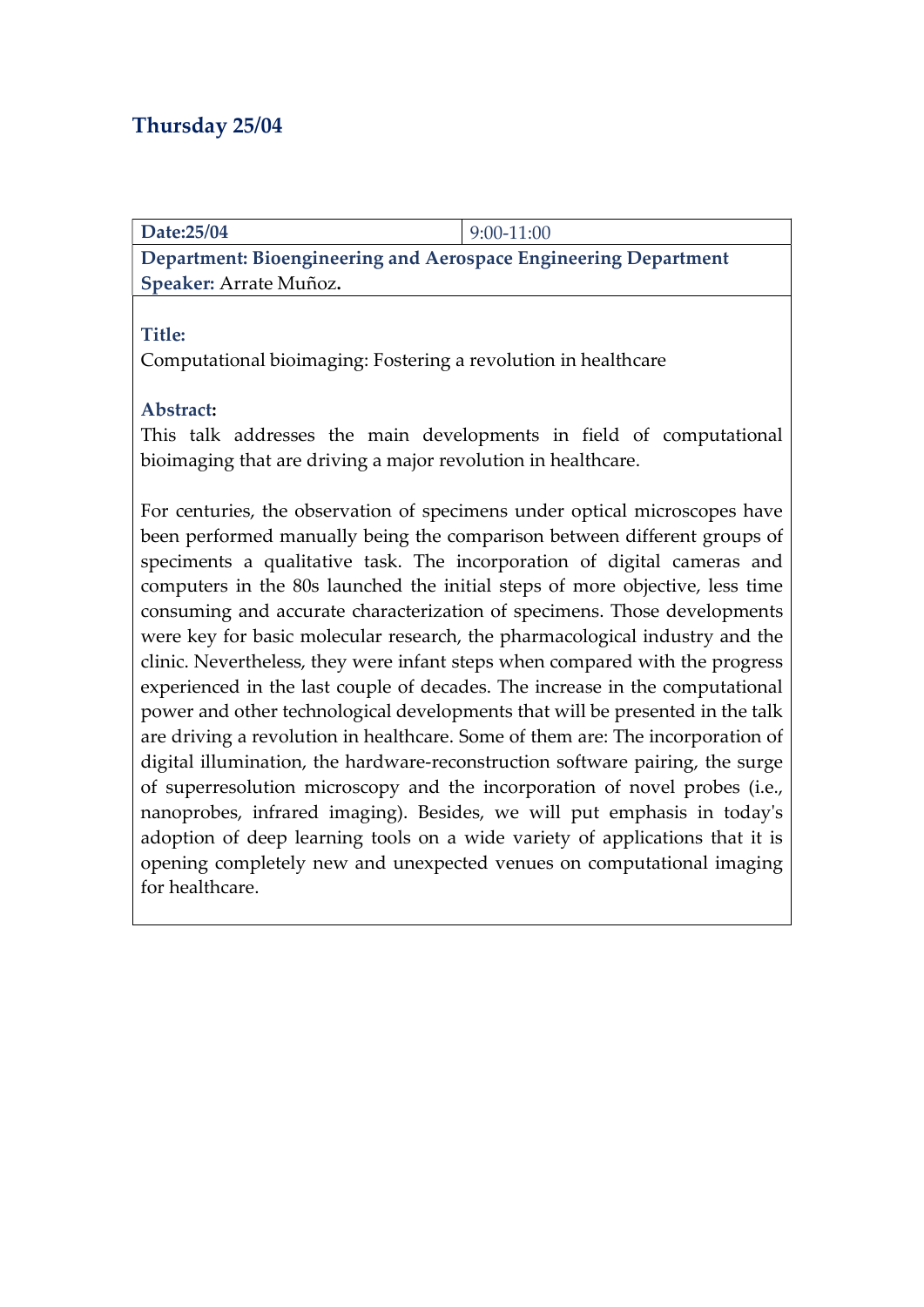## Thursday 25/04

| **Date:25/04** | 9:00-11:00 |
|---|---|
| **Department: Bioengineering and Aerospace Engineering Department** | |
| **Speaker:** Arrate Muñoz**.** | |

**Title:**

Computational bioimaging: Fostering a revolution in healthcare

**Abstract:**

This talk addresses the main developments in field of computational bioimaging that are driving a major revolution in healthcare.

For centuries, the observation of specimens under optical microscopes have been performed manually being the comparison between different groups of speciments a qualitative task. The incorporation of digital cameras and computers in the 80s launched the initial steps of more objective, less time consuming and accurate characterization of specimens. Those developments were key for basic molecular research, the pharmacological industry and the clinic. Nevertheless, they were infant steps when compared with the progress experienced in the last couple of decades. The increase in the computational power and other technological developments that will be presented in the talk are driving a revolution in healthcare. Some of them are: The incorporation of digital illumination, the hardware-reconstruction software pairing, the surge of superresolution microscopy and the incorporation of novel probes (i.e., nanoprobes, infrared imaging). Besides, we will put emphasis in today's adoption of deep learning tools on a wide variety of applications that it is opening completely new and unexpected venues on computational imaging for healthcare.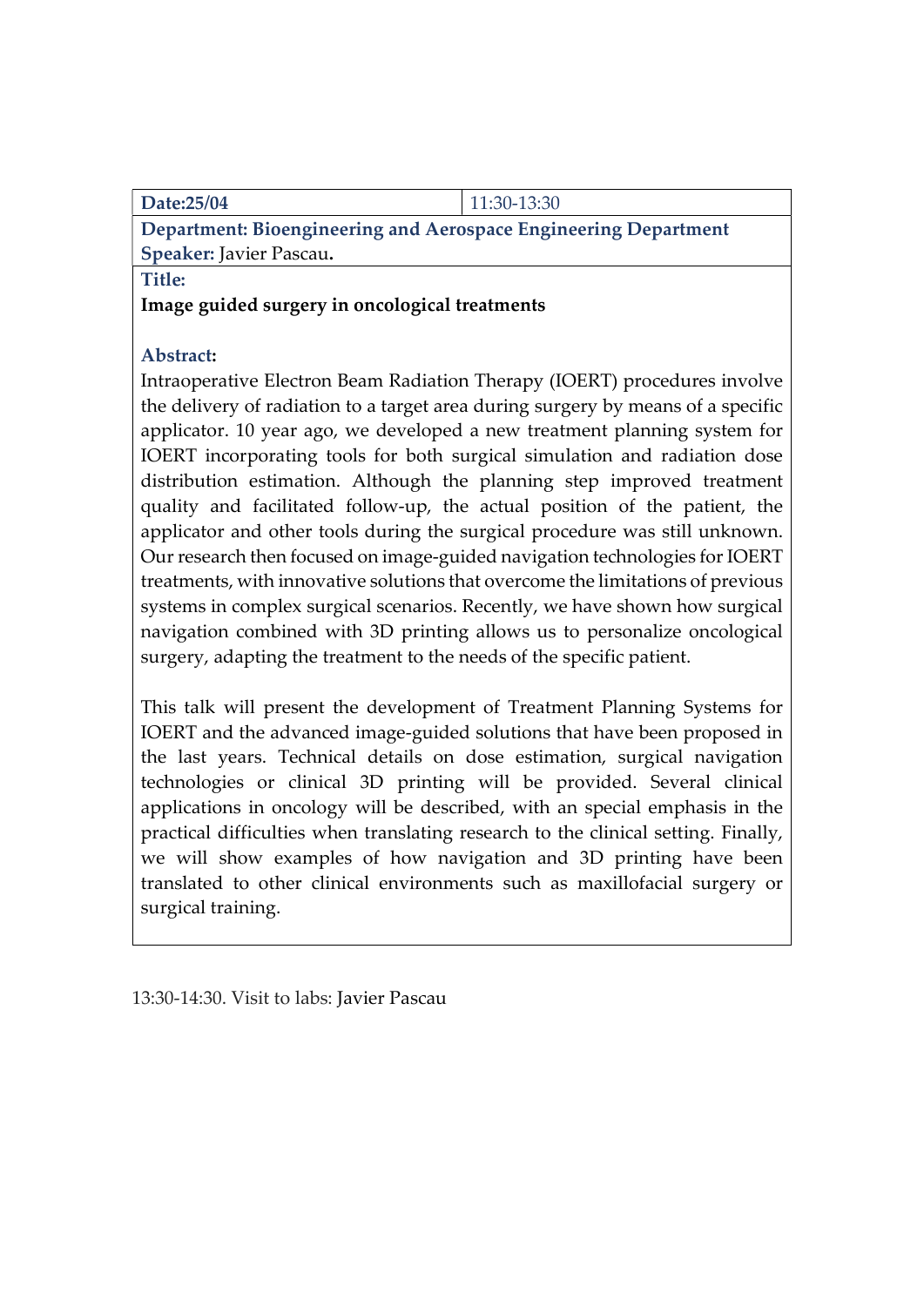| **Date:25/04** | 11:30-13:30 |
| --- | --- |

**Department: Bioengineering and Aerospace Engineering Department**
**Speaker:** Javier Pascau**.**

**Title:**

**Image guided surgery in oncological treatments**

**Abstract:**

Intraoperative Electron Beam Radiation Therapy (IOERT) procedures involve the delivery of radiation to a target area during surgery by means of a specific applicator. 10 year ago, we developed a new treatment planning system for IOERT incorporating tools for both surgical simulation and radiation dose distribution estimation. Although the planning step improved treatment quality and facilitated follow-up, the actual position of the patient, the applicator and other tools during the surgical procedure was still unknown. Our research then focused on image-guided navigation technologies for IOERT treatments, with innovative solutions that overcome the limitations of previous systems in complex surgical scenarios. Recently, we have shown how surgical navigation combined with 3D printing allows us to personalize oncological surgery, adapting the treatment to the needs of the specific patient.

This talk will present the development of Treatment Planning Systems for IOERT and the advanced image-guided solutions that have been proposed in the last years. Technical details on dose estimation, surgical navigation technologies or clinical 3D printing will be provided. Several clinical applications in oncology will be described, with an special emphasis in the practical difficulties when translating research to the clinical setting. Finally, we will show examples of how navigation and 3D printing have been translated to other clinical environments such as maxillofacial surgery or surgical training.

13:30-14:30. Visit to labs: Javier Pascau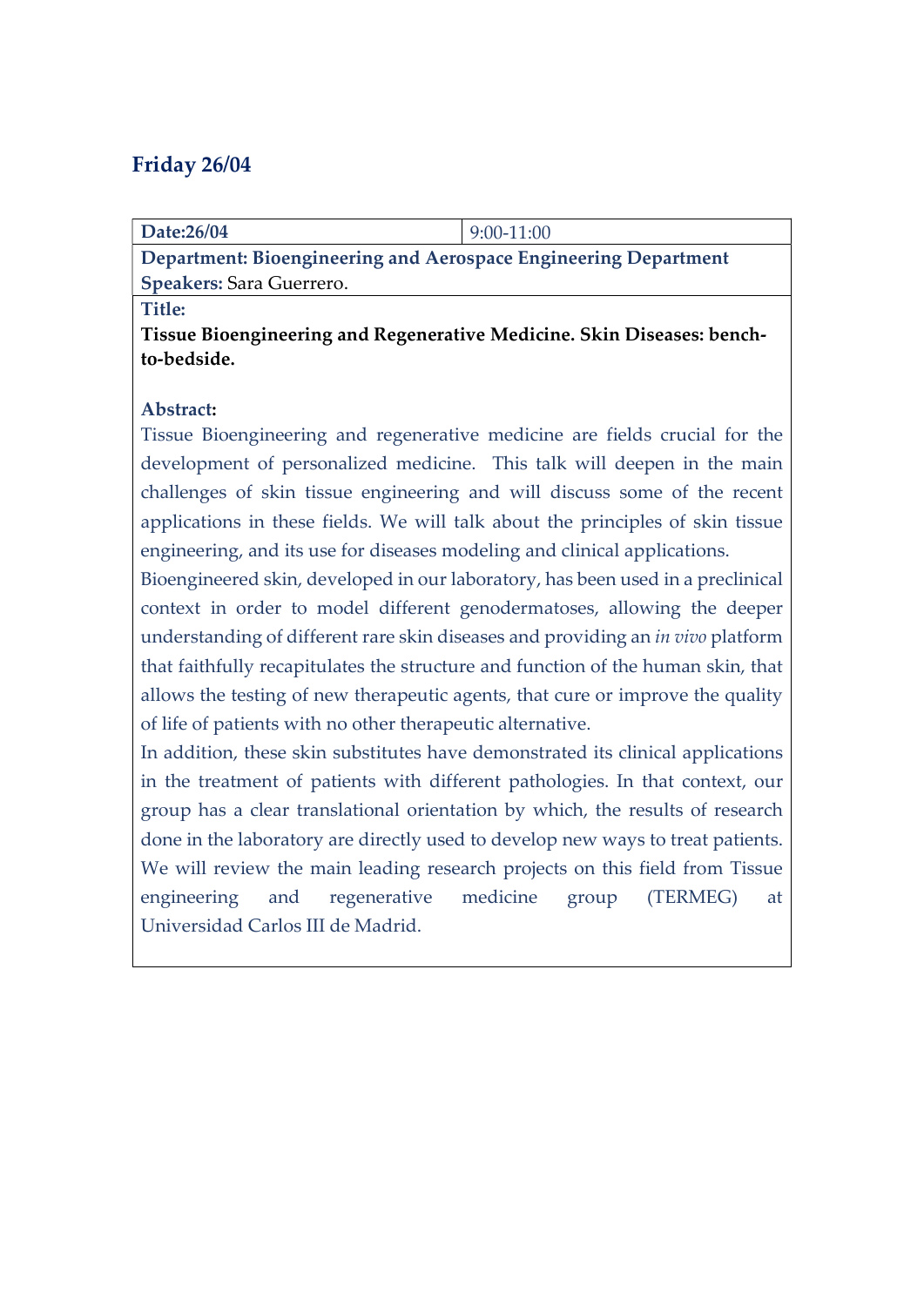## Friday 26/04

| **Date:26/04** | 9:00-11:00 |
|---|---|
| **Department: Bioengineering and Aerospace Engineering Department** | |
| **Speakers:** Sara Guerrero. | |

**Title:**

**Tissue Bioengineering and Regenerative Medicine. Skin Diseases: bench-to-bedside.**

**Abstract:**

Tissue Bioengineering and regenerative medicine are fields crucial for the development of personalized medicine. This talk will deepen in the main challenges of skin tissue engineering and will discuss some of the recent applications in these fields. We will talk about the principles of skin tissue engineering, and its use for diseases modeling and clinical applications.

Bioengineered skin, developed in our laboratory, has been used in a preclinical context in order to model different genodermatoses, allowing the deeper understanding of different rare skin diseases and providing an *in vivo* platform that faithfully recapitulates the structure and function of the human skin, that allows the testing of new therapeutic agents, that cure or improve the quality of life of patients with no other therapeutic alternative.

In addition, these skin substitutes have demonstrated its clinical applications in the treatment of patients with different pathologies. In that context, our group has a clear translational orientation by which, the results of research done in the laboratory are directly used to develop new ways to treat patients. We will review the main leading research projects on this field from Tissue engineering and regenerative medicine group (TERMEG) at Universidad Carlos III de Madrid.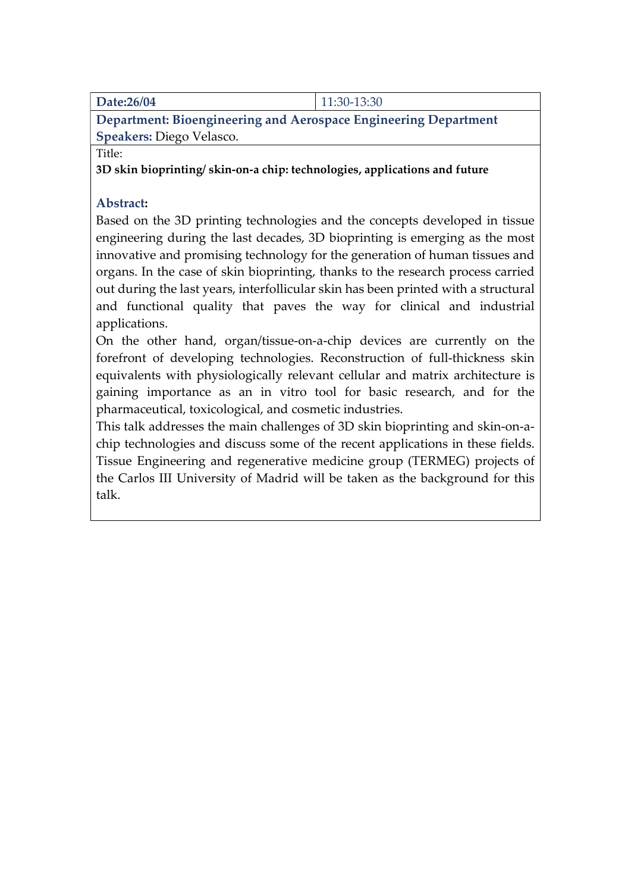| **Date:26/04** | 11:30-13:30 |
| --- | --- |

**Department: Bioengineering and Aerospace Engineering Department**
**Speakers:** Diego Velasco.

Title:
**3D skin bioprinting/ skin-on-a chip: technologies, applications and future**

**Abstract:**
Based on the 3D printing technologies and the concepts developed in tissue engineering during the last decades, 3D bioprinting is emerging as the most innovative and promising technology for the generation of human tissues and organs. In the case of skin bioprinting, thanks to the research process carried out during the last years, interfollicular skin has been printed with a structural and functional quality that paves the way for clinical and industrial applications.
On the other hand, organ/tissue-on-a-chip devices are currently on the forefront of developing technologies. Reconstruction of full-thickness skin equivalents with physiologically relevant cellular and matrix architecture is gaining importance as an in vitro tool for basic research, and for the pharmaceutical, toxicological, and cosmetic industries.
This talk addresses the main challenges of 3D skin bioprinting and skin-on-a-chip technologies and discuss some of the recent applications in these fields. Tissue Engineering and regenerative medicine group (TERMEG) projects of the Carlos III University of Madrid will be taken as the background for this talk.